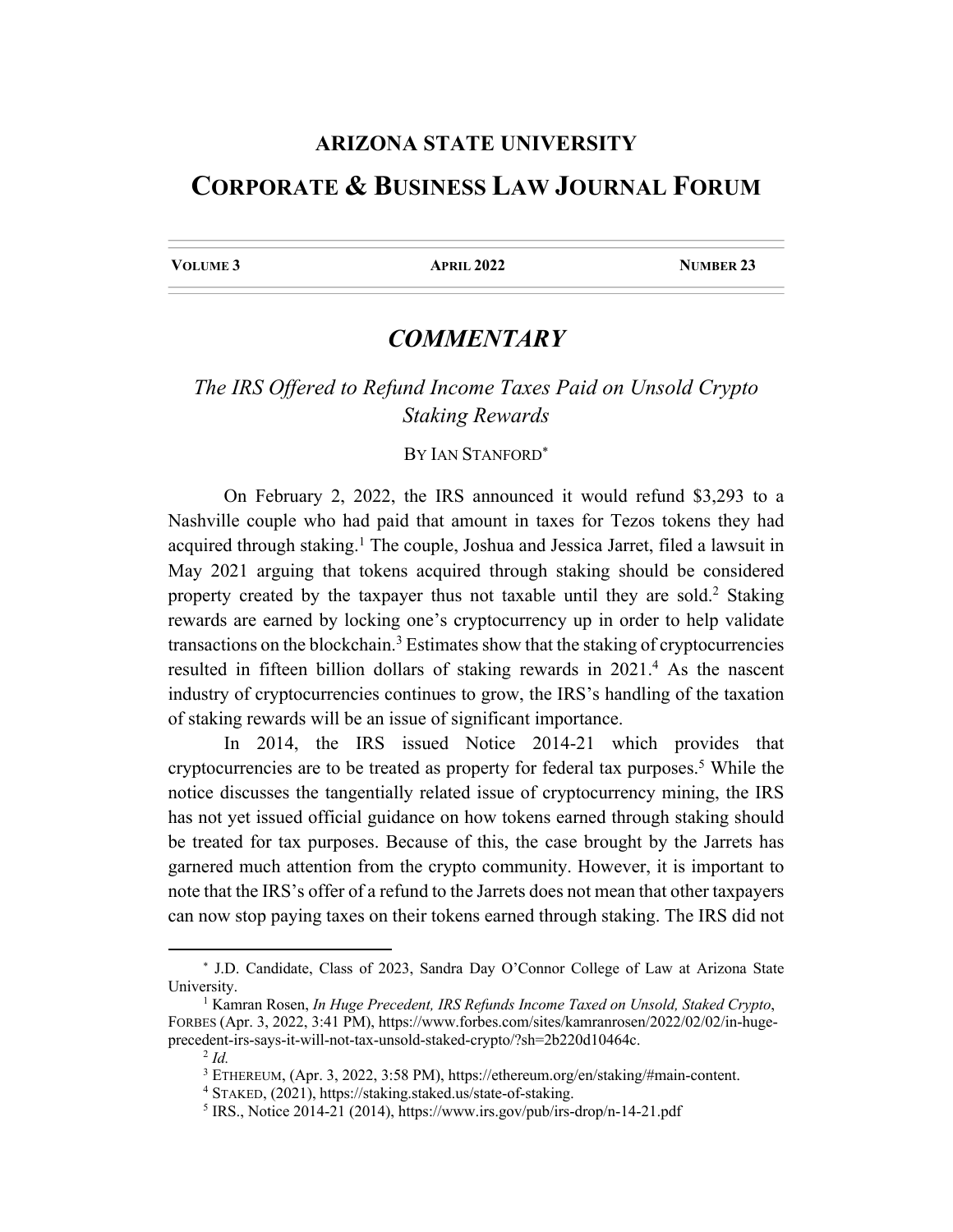# ARIZONA STATE UNIVERSITY

# CORPORATE & BUSINESS LAW JOURNAL FORUM

| VOLUME 3 | APRIL 2022 | NUMBER 23 |
| --- | --- | --- |

## *COMMENTARY*

### *The IRS Offered to Refund Income Taxes Paid on Unsold Crypto Staking Rewards*

BY IAN STANFORD[*]

On February 2, 2022, the IRS announced it would refund $3,293 to a Nashville couple who had paid that amount in taxes for Tezos tokens they had acquired through staking.[1] The couple, Joshua and Jessica Jarret, filed a lawsuit in May 2021 arguing that tokens acquired through staking should be considered property created by the taxpayer thus not taxable until they are sold.[2] Staking rewards are earned by locking one's cryptocurrency up in order to help validate transactions on the blockchain.[3] Estimates show that the staking of cryptocurrencies resulted in fifteen billion dollars of staking rewards in 2021.[4] As the nascent industry of cryptocurrencies continues to grow, the IRS's handling of the taxation of staking rewards will be an issue of significant importance.

In 2014, the IRS issued Notice 2014-21 which provides that cryptocurrencies are to be treated as property for federal tax purposes.[5] While the notice discusses the tangentially related issue of cryptocurrency mining, the IRS has not yet issued official guidance on how tokens earned through staking should be treated for tax purposes. Because of this, the case brought by the Jarrets has garnered much attention from the crypto community. However, it is important to note that the IRS's offer of a refund to the Jarrets does not mean that other taxpayers can now stop paying taxes on their tokens earned through staking. The IRS did not

---

[*] J.D. Candidate, Class of 2023, Sandra Day O'Connor College of Law at Arizona State University.

[1] Kamran Rosen, *In Huge Precedent, IRS Refunds Income Taxed on Unsold, Staked Crypto*, FORBES (Apr. 3, 2022, 3:41 PM), https://www.forbes.com/sites/kamranrosen/2022/02/02/in-huge-precedent-irs-says-it-will-not-tax-unsold-staked-crypto/?sh=2b220d10464c.

[2] *Id.*

[3] ETHEREUM, (Apr. 3, 2022, 3:58 PM), https://ethereum.org/en/staking/#main-content.

[4] STAKED, (2021), https://staking.staked.us/state-of-staking.

[5] IRS., Notice 2014-21 (2014), https://www.irs.gov/pub/irs-drop/n-14-21.pdf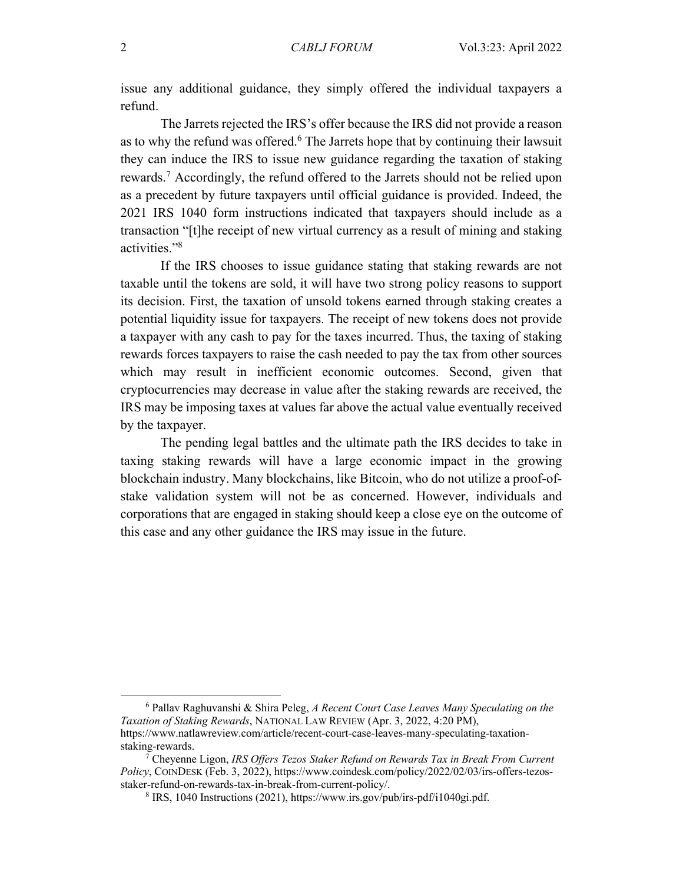issue any additional guidance, they simply offered the individual taxpayers a refund.

The Jarrets rejected the IRS's offer because the IRS did not provide a reason as to why the refund was offered.[6] The Jarrets hope that by continuing their lawsuit they can induce the IRS to issue new guidance regarding the taxation of staking rewards.[7] Accordingly, the refund offered to the Jarrets should not be relied upon as a precedent by future taxpayers until official guidance is provided. Indeed, the 2021 IRS 1040 form instructions indicated that taxpayers should include as a transaction "[t]he receipt of new virtual currency as a result of mining and staking activities."[8]

If the IRS chooses to issue guidance stating that staking rewards are not taxable until the tokens are sold, it will have two strong policy reasons to support its decision. First, the taxation of unsold tokens earned through staking creates a potential liquidity issue for taxpayers. The receipt of new tokens does not provide a taxpayer with any cash to pay for the taxes incurred. Thus, the taxing of staking rewards forces taxpayers to raise the cash needed to pay the tax from other sources which may result in inefficient economic outcomes. Second, given that cryptocurrencies may decrease in value after the staking rewards are received, the IRS may be imposing taxes at values far above the actual value eventually received by the taxpayer.

The pending legal battles and the ultimate path the IRS decides to take in taxing staking rewards will have a large economic impact in the growing blockchain industry. Many blockchains, like Bitcoin, who do not utilize a proof-of-stake validation system will not be as concerned. However, individuals and corporations that are engaged in staking should keep a close eye on the outcome of this case and any other guidance the IRS may issue in the future.

---

[6] Pallav Raghuvanshi & Shira Peleg, *A Recent Court Case Leaves Many Speculating on the Taxation of Staking Rewards*, NATIONAL LAW REVIEW (Apr. 3, 2022, 4:20 PM), https://www.natlawreview.com/article/recent-court-case-leaves-many-speculating-taxation-staking-rewards.

[7] Cheyenne Ligon, *IRS Offers Tezos Staker Refund on Rewards Tax in Break From Current Policy*, COINDESK (Feb. 3, 2022), https://www.coindesk.com/policy/2022/02/03/irs-offers-tezos-staker-refund-on-rewards-tax-in-break-from-current-policy/.

[8] IRS, 1040 Instructions (2021), https://www.irs.gov/pub/irs-pdf/i1040gi.pdf.